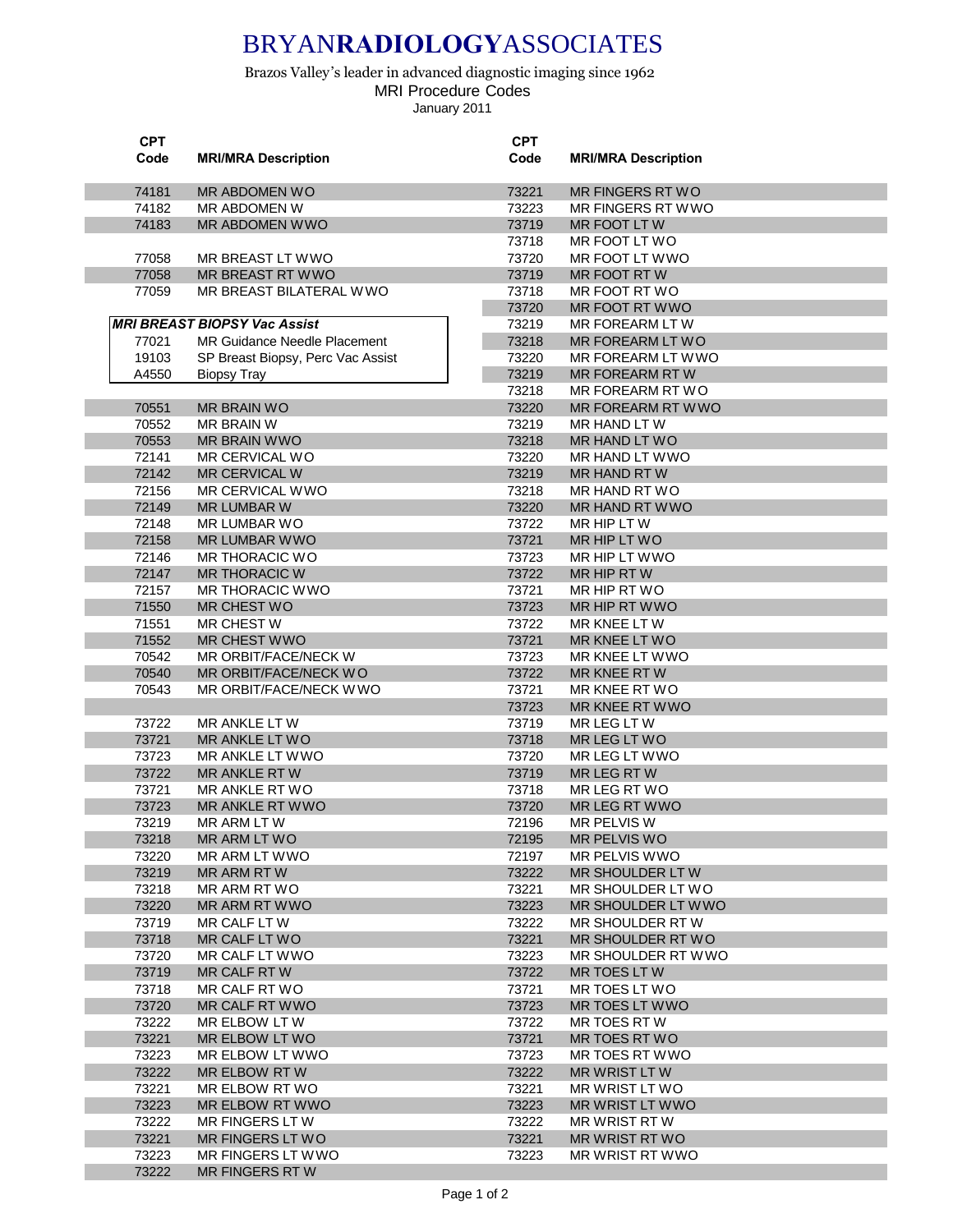# BRYAN**RADIOLOGY**ASSOCIATES

Brazos Valley's leader in advanced diagnostic imaging since 1962

MRI Procedure Codes

January 2011

| CPT Code | MRI/MRA Description |
|---|---|
| 74181 | MR ABDOMEN WO |
| 74182 | MR ABDOMEN W |
| 74183 | MR ABDOMEN WWO |
| | |
| 77058 | MR BREAST LT WWO |
| 77058 | MR BREAST RT WWO |
| 77059 | MR BREAST BILATERAL WWO |

| ***MRI BREAST BIOPSY Vac Assist*** | |
|---|---|
| 77021 | MR Guidance Needle Placement |
| 19103 | SP Breast Biopsy, Perc Vac Assist |
| A4550 | Biopsy Tray |

| CPT Code | MRI/MRA Description |
|---|---|
| 70551 | MR BRAIN WO |
| 70552 | MR BRAIN W |
| 70553 | MR BRAIN WWO |
| 72141 | MR CERVICAL WO |
| 72142 | MR CERVICAL W |
| 72156 | MR CERVICAL WWO |
| 72149 | MR LUMBAR W |
| 72148 | MR LUMBAR WO |
| 72158 | MR LUMBAR WWO |
| 72146 | MR THORACIC WO |
| 72147 | MR THORACIC W |
| 72157 | MR THORACIC WWO |
| 71550 | MR CHEST WO |
| 71551 | MR CHEST W |
| 71552 | MR CHEST WWO |
| 70542 | MR ORBIT/FACE/NECK W |
| 70540 | MR ORBIT/FACE/NECK WO |
| 70543 | MR ORBIT/FACE/NECK WWO |
| | |
| 73722 | MR ANKLE LT W |
| 73721 | MR ANKLE LT WO |
| 73723 | MR ANKLE LT WWO |
| 73722 | MR ANKLE RT W |
| 73721 | MR ANKLE RT WO |
| 73723 | MR ANKLE RT WWO |
| 73219 | MR ARM LT W |
| 73218 | MR ARM LT WO |
| 73220 | MR ARM LT WWO |
| 73219 | MR ARM RT W |
| 73218 | MR ARM RT WO |
| 73220 | MR ARM RT WWO |
| 73719 | MR CALF LT W |
| 73718 | MR CALF LT WO |
| 73720 | MR CALF LT WWO |
| 73719 | MR CALF RT W |
| 73718 | MR CALF RT WO |
| 73720 | MR CALF RT WWO |
| 73222 | MR ELBOW LT W |
| 73221 | MR ELBOW LT WO |
| 73223 | MR ELBOW LT WWO |
| 73222 | MR ELBOW RT W |
| 73221 | MR ELBOW RT WO |
| 73223 | MR ELBOW RT WWO |
| 73222 | MR FINGERS LT W |
| 73221 | MR FINGERS LT WO |
| 73223 | MR FINGERS LT WWO |
| 73222 | MR FINGERS RT W |
| 73221 | MR FINGERS RT WO |
| 73223 | MR FINGERS RT WWO |
| 73719 | MR FOOT LT W |
| 73718 | MR FOOT LT WO |
| 73720 | MR FOOT LT WWO |
| 73719 | MR FOOT RT W |
| 73718 | MR FOOT RT WO |
| 73720 | MR FOOT RT WWO |
| 73219 | MR FOREARM LT W |
| 73218 | MR FOREARM LT WO |
| 73220 | MR FOREARM LT WWO |
| 73219 | MR FOREARM RT W |
| 73218 | MR FOREARM RT WO |
| 73220 | MR FOREARM RT WWO |
| 73219 | MR HAND LT W |
| 73218 | MR HAND LT WO |
| 73220 | MR HAND LT WWO |
| 73219 | MR HAND RT W |
| 73218 | MR HAND RT WO |
| 73220 | MR HAND RT WWO |
| 73722 | MR HIP LT W |
| 73721 | MR HIP LT WO |
| 73723 | MR HIP LT WWO |
| 73722 | MR HIP RT W |
| 73721 | MR HIP RT WO |
| 73723 | MR HIP RT WWO |
| 73722 | MR KNEE LT W |
| 73721 | MR KNEE LT WO |
| 73723 | MR KNEE LT WWO |
| 73722 | MR KNEE RT W |
| 73721 | MR KNEE RT WO |
| 73723 | MR KNEE RT WWO |
| 73719 | MR LEG LT W |
| 73718 | MR LEG LT WO |
| 73720 | MR LEG LT WWO |
| 73719 | MR LEG RT W |
| 73718 | MR LEG RT WO |
| 73720 | MR LEG RT WWO |
| 72196 | MR PELVIS W |
| 72195 | MR PELVIS WO |
| 72197 | MR PELVIS WWO |
| 73222 | MR SHOULDER LT W |
| 73221 | MR SHOULDER LT WO |
| 73223 | MR SHOULDER LT WWO |
| 73222 | MR SHOULDER RT W |
| 73221 | MR SHOULDER RT WO |
| 73223 | MR SHOULDER RT WWO |
| 73722 | MR TOES LT W |
| 73721 | MR TOES LT WO |
| 73723 | MR TOES LT WWO |
| 73722 | MR TOES RT W |
| 73721 | MR TOES RT WO |
| 73723 | MR TOES RT WWO |
| 73222 | MR WRIST LT W |
| 73221 | MR WRIST LT WO |
| 73223 | MR WRIST LT WWO |
| 73222 | MR WRIST RT W |
| 73221 | MR WRIST RT WO |
| 73223 | MR WRIST RT WWO |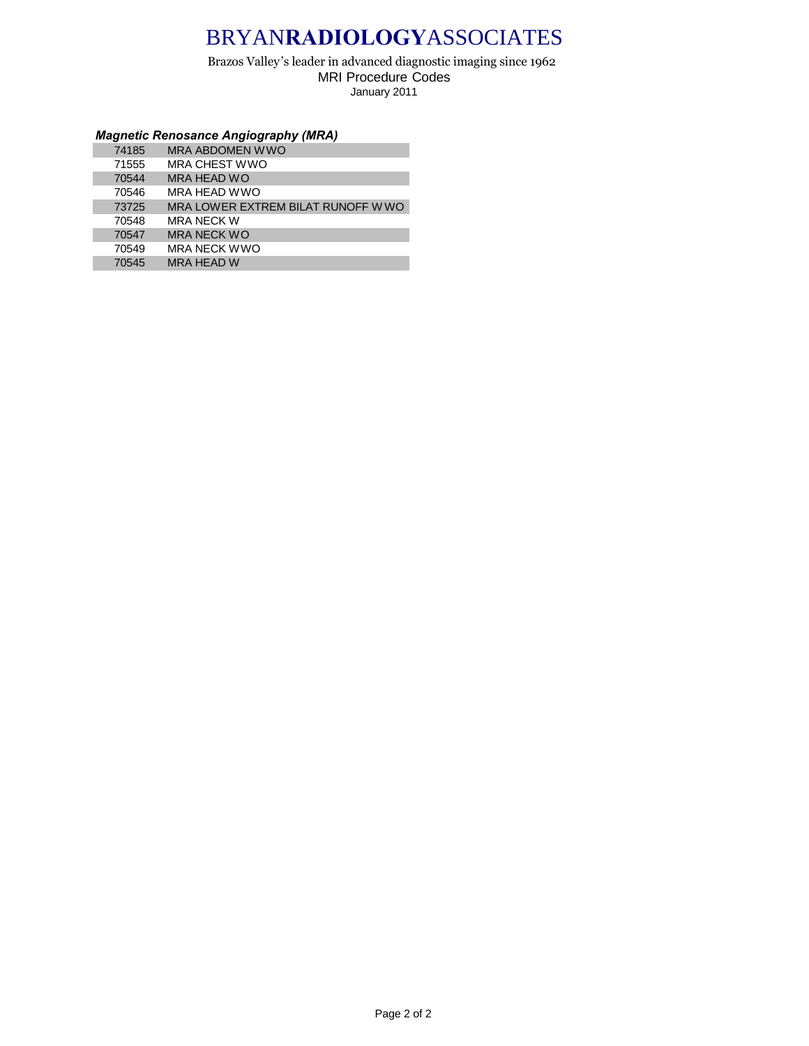# BRYAN**RADIOLOGY**ASSOCIATES

Brazos Valley's leader in advanced diagnostic imaging since 1962

MRI Procedure Codes

January 2011

### *Magnetic Renosance Angiography (MRA)*

| | |
|---|---|
| 74185 | MRA ABDOMEN WWO |
| 71555 | MRA CHEST WWO |
| 70544 | MRA HEAD WO |
| 70546 | MRA HEAD WWO |
| 73725 | MRA LOWER EXTREM BILAT RUNOFF WWO |
| 70548 | MRA NECK W |
| 70547 | MRA NECK WO |
| 70549 | MRA NECK WWO |
| 70545 | MRA HEAD W |